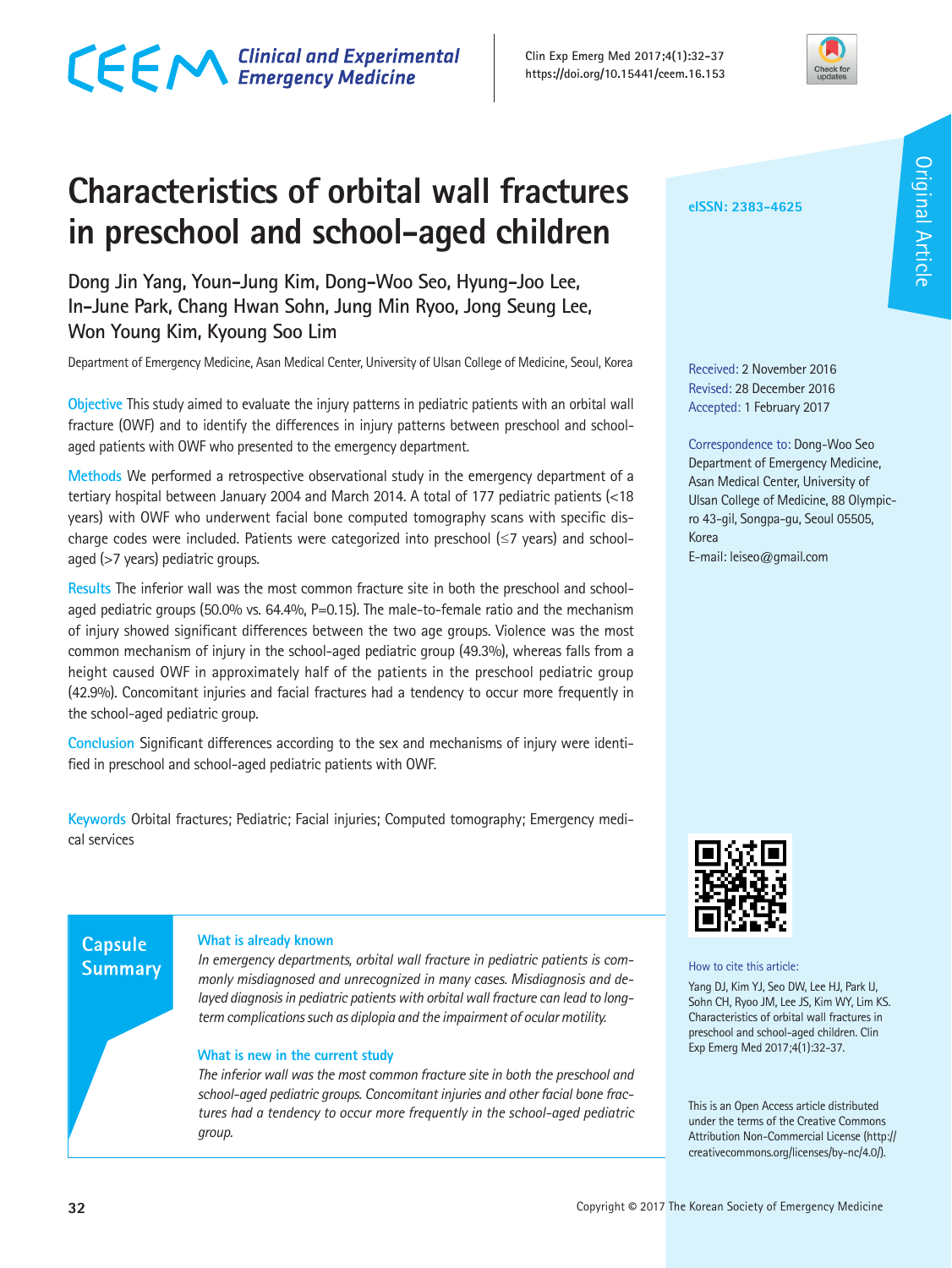# Characteristics of orbital wall fractures in preschool and school-aged children

**Dong Jin Yang, Youn-Jung Kim, Dong-Woo Seo, Hyung-Joo Lee, In-June Park, Chang Hwan Sohn, Jung Min Ryoo, Jong Seung Lee, Won Young Kim, Kyoung Soo Lim**

Department of Emergency Medicine, Asan Medical Center, University of Ulsan College of Medicine, Seoul, Korea

eISSN: 2383-4625

Original Article

Received: 2 November 2016
Revised: 28 December 2016
Accepted: 1 February 2017

Correspondence to: Dong-Woo Seo
Department of Emergency Medicine, Asan Medical Center, University of Ulsan College of Medicine, 88 Olympic-ro 43-gil, Songpa-gu, Seoul 05505, Korea
E-mail: leiseo@gmail.com

**Objective** This study aimed to evaluate the injury patterns in pediatric patients with an orbital wall fracture (OWF) and to identify the differences in injury patterns between preschool and school-aged patients with OWF who presented to the emergency department.

**Methods** We performed a retrospective observational study in the emergency department of a tertiary hospital between January 2004 and March 2014. A total of 177 pediatric patients (<18 years) with OWF who underwent facial bone computed tomography scans with specific discharge codes were included. Patients were categorized into preschool (≤7 years) and school-aged (>7 years) pediatric groups.

**Results** The inferior wall was the most common fracture site in both the preschool and school-aged pediatric groups (50.0% vs. 64.4%, P=0.15). The male-to-female ratio and the mechanism of injury showed significant differences between the two age groups. Violence was the most common mechanism of injury in the school-aged pediatric group (49.3%), whereas falls from a height caused OWF in approximately half of the patients in the preschool pediatric group (42.9%). Concomitant injuries and facial fractures had a tendency to occur more frequently in the school-aged pediatric group.

**Conclusion** Significant differences according to the sex and mechanisms of injury were identified in preschool and school-aged pediatric patients with OWF.

**Keywords** Orbital fractures; Pediatric; Facial injuries; Computed tomography; Emergency medical services

## Capsule Summary

**What is already known**

*In emergency departments, orbital wall fracture in pediatric patients is commonly misdiagnosed and unrecognized in many cases. Misdiagnosis and delayed diagnosis in pediatric patients with orbital wall fracture can lead to long-term complications such as diplopia and the impairment of ocular motility.*

**What is new in the current study**

*The inferior wall was the most common fracture site in both the preschool and school-aged pediatric groups. Concomitant injuries and other facial bone fractures had a tendency to occur more frequently in the school-aged pediatric group.*

How to cite this article:
Yang DJ, Kim YJ, Seo DW, Lee HJ, Park IJ, Sohn CH, Ryoo JM, Lee JS, Kim WY, Lim KS. Characteristics of orbital wall fractures in preschool and school-aged children. Clin Exp Emerg Med 2017;4(1):32-37.

This is an Open Access article distributed under the terms of the Creative Commons Attribution Non-Commercial License (http://creativecommons.org/licenses/by-nc/4.0/).

Copyright © 2017 The Korean Society of Emergency Medicine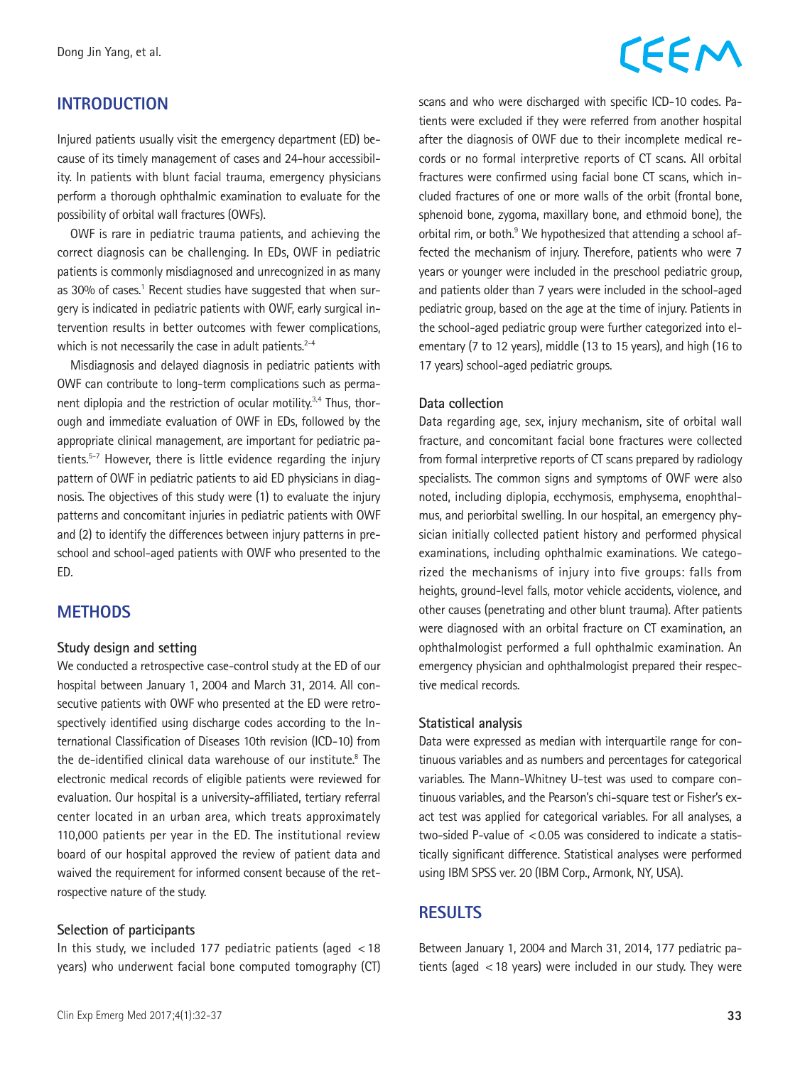## INTRODUCTION

Injured patients usually visit the emergency department (ED) because of its timely management of cases and 24-hour accessibility. In patients with blunt facial trauma, emergency physicians perform a thorough ophthalmic examination to evaluate for the possibility of orbital wall fractures (OWFs).

OWF is rare in pediatric trauma patients, and achieving the correct diagnosis can be challenging. In EDs, OWF in pediatric patients is commonly misdiagnosed and unrecognized in as many as 30% of cases.[1] Recent studies have suggested that when surgery is indicated in pediatric patients with OWF, early surgical intervention results in better outcomes with fewer complications, which is not necessarily the case in adult patients.[2-4]

Misdiagnosis and delayed diagnosis in pediatric patients with OWF can contribute to long-term complications such as permanent diplopia and the restriction of ocular motility.[3,4] Thus, thorough and immediate evaluation of OWF in EDs, followed by the appropriate clinical management, are important for pediatric patients.[5-7] However, there is little evidence regarding the injury pattern of OWF in pediatric patients to aid ED physicians in diagnosis. The objectives of this study were (1) to evaluate the injury patterns and concomitant injuries in pediatric patients with OWF and (2) to identify the differences between injury patterns in preschool and school-aged patients with OWF who presented to the ED.

## METHODS

### Study design and setting

We conducted a retrospective case-control study at the ED of our hospital between January 1, 2004 and March 31, 2014. All consecutive patients with OWF who presented at the ED were retrospectively identified using discharge codes according to the International Classification of Diseases 10th revision (ICD-10) from the de-identified clinical data warehouse of our institute.[8] The electronic medical records of eligible patients were reviewed for evaluation. Our hospital is a university-affiliated, tertiary referral center located in an urban area, which treats approximately 110,000 patients per year in the ED. The institutional review board of our hospital approved the review of patient data and waived the requirement for informed consent because of the retrospective nature of the study.

### Selection of participants

In this study, we included 177 pediatric patients (aged < 18 years) who underwent facial bone computed tomography (CT) scans and who were discharged with specific ICD-10 codes. Patients were excluded if they were referred from another hospital after the diagnosis of OWF due to their incomplete medical records or no formal interpretive reports of CT scans. All orbital fractures were confirmed using facial bone CT scans, which included fractures of one or more walls of the orbit (frontal bone, sphenoid bone, zygoma, maxillary bone, and ethmoid bone), the orbital rim, or both.[9] We hypothesized that attending a school affected the mechanism of injury. Therefore, patients who were 7 years or younger were included in the preschool pediatric group, and patients older than 7 years were included in the school-aged pediatric group, based on the age at the time of injury. Patients in the school-aged pediatric group were further categorized into elementary (7 to 12 years), middle (13 to 15 years), and high (16 to 17 years) school-aged pediatric groups.

### Data collection

Data regarding age, sex, injury mechanism, site of orbital wall fracture, and concomitant facial bone fractures were collected from formal interpretive reports of CT scans prepared by radiology specialists. The common signs and symptoms of OWF were also noted, including diplopia, ecchymosis, emphysema, enophthalmus, and periorbital swelling. In our hospital, an emergency physician initially collected patient history and performed physical examinations, including ophthalmic examinations. We categorized the mechanisms of injury into five groups: falls from heights, ground-level falls, motor vehicle accidents, violence, and other causes (penetrating and other blunt trauma). After patients were diagnosed with an orbital fracture on CT examination, an ophthalmologist performed a full ophthalmic examination. An emergency physician and ophthalmologist prepared their respective medical records.

### Statistical analysis

Data were expressed as median with interquartile range for continuous variables and as numbers and percentages for categorical variables. The Mann-Whitney U-test was used to compare continuous variables, and the Pearson's chi-square test or Fisher's exact test was applied for categorical variables. For all analyses, a two-sided P-value of < 0.05 was considered to indicate a statistically significant difference. Statistical analyses were performed using IBM SPSS ver. 20 (IBM Corp., Armonk, NY, USA).

## RESULTS

Between January 1, 2004 and March 31, 2014, 177 pediatric patients (aged < 18 years) were included in our study. They were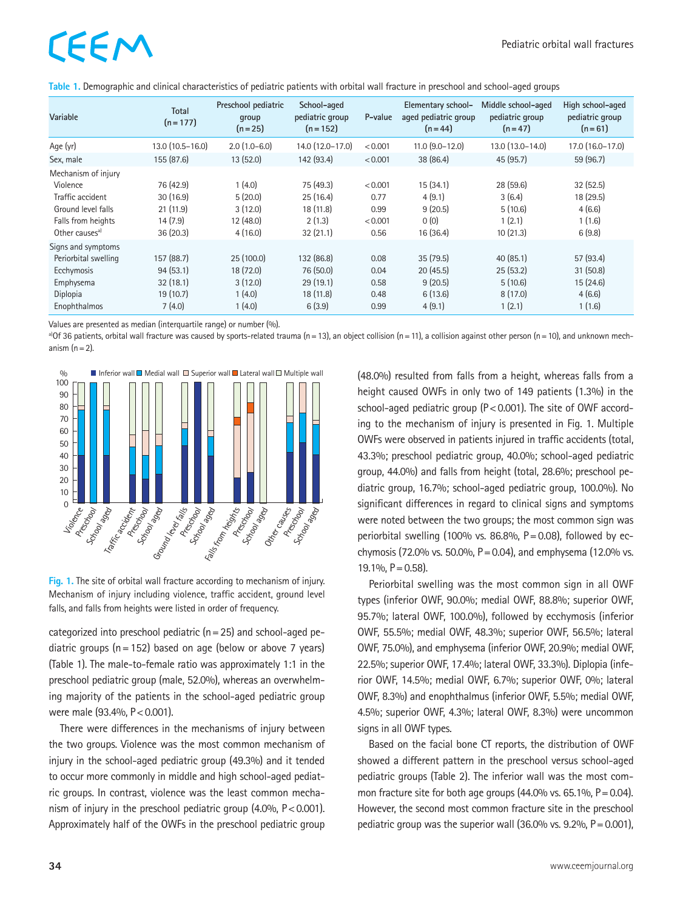Table 1. Demographic and clinical characteristics of pediatric patients with orbital wall fracture in preschool and school-aged groups

| Variable | Total (n = 177) | Preschool pediatric group (n = 25) | School-aged pediatric group (n = 152) | P-value | Elementary school-aged pediatric group (n = 44) | Middle school-aged pediatric group (n = 47) | High school-aged pediatric group (n = 61) |
|---|---|---|---|---|---|---|---|
| Age (yr) | 13.0 (10.5–16.0) | 2.0 (1.0–6.0) | 14.0 (12.0–17.0) | < 0.001 | 11.0 (9.0–12.0) | 13.0 (13.0–14.0) | 17.0 (16.0–17.0) |
| Sex, male | 155 (87.6) | 13 (52.0) | 142 (93.4) | < 0.001 | 38 (86.4) | 45 (95.7) | 59 (96.7) |
| Mechanism of injury | | | | | | | |
| Violence | 76 (42.9) | 1 (4.0) | 75 (49.3) | < 0.001 | 15 (34.1) | 28 (59.6) | 32 (52.5) |
| Traffic accident | 30 (16.9) | 5 (20.0) | 25 (16.4) | 0.77 | 4 (9.1) | 3 (6.4) | 18 (29.5) |
| Ground level falls | 21 (11.9) | 3 (12.0) | 18 (11.8) | 0.99 | 9 (20.5) | 5 (10.6) | 4 (6.6) |
| Falls from heights | 14 (7.9) | 12 (48.0) | 2 (1.3) | < 0.001 | 0 (0) | 1 (2.1) | 1 (1.6) |
| Other causes[a] | 36 (20.3) | 4 (16.0) | 32 (21.1) | 0.56 | 16 (36.4) | 10 (21.3) | 6 (9.8) |
| Signs and symptoms | | | | | | | |
| Periorbital swelling | 157 (88.7) | 25 (100.0) | 132 (86.8) | 0.08 | 35 (79.5) | 40 (85.1) | 57 (93.4) |
| Ecchymosis | 94 (53.1) | 18 (72.0) | 76 (50.0) | 0.04 | 20 (45.5) | 25 (53.2) | 31 (50.8) |
| Emphysema | 32 (18.1) | 3 (12.0) | 29 (19.1) | 0.58 | 9 (20.5) | 5 (10.6) | 15 (24.6) |
| Diplopia | 19 (10.7) | 1 (4.0) | 18 (11.8) | 0.48 | 6 (13.6) | 8 (17.0) | 4 (6.6) |
| Enophthalmos | 7 (4.0) | 1 (4.0) | 6 (3.9) | 0.99 | 4 (9.1) | 1 (2.1) | 1 (1.6) |

Values are presented as median (interquartile range) or number (%).
[a]Of 36 patients, orbital wall fracture was caused by sports-related trauma (n = 13), an object collision (n = 11), a collision against other person (n = 10), and unknown mechanism (n = 2).

Fig. 1. The site of orbital wall fracture according to mechanism of injury. Mechanism of injury including violence, traffic accident, ground level falls, and falls from heights were listed in order of frequency.

categorized into preschool pediatric (n = 25) and school-aged pediatric groups (n = 152) based on age (below or above 7 years) (Table 1). The male-to-female ratio was approximately 1:1 in the preschool pediatric group (male, 52.0%), whereas an overwhelming majority of the patients in the school-aged pediatric group were male (93.4%, P < 0.001).

There were differences in the mechanisms of injury between the two groups. Violence was the most common mechanism of injury in the school-aged pediatric group (49.3%) and it tended to occur more commonly in middle and high school-aged pediatric groups. In contrast, violence was the least common mechanism of injury in the preschool pediatric group (4.0%, P < 0.001). Approximately half of the OWFs in the preschool pediatric group (48.0%) resulted from falls from a height, whereas falls from a height caused OWFs in only two of 149 patients (1.3%) in the school-aged pediatric group (P < 0.001). The site of OWF according to the mechanism of injury is presented in Fig. 1. Multiple OWFs were observed in patients injured in traffic accidents (total, 43.3%; preschool pediatric group, 40.0%; school-aged pediatric group, 44.0%) and falls from height (total, 28.6%; preschool pediatric group, 16.7%; school-aged pediatric group, 100.0%). No significant differences in regard to clinical signs and symptoms were noted between the two groups; the most common sign was periorbital swelling (100% vs. 86.8%, P = 0.08), followed by ecchymosis (72.0% vs. 50.0%, P = 0.04), and emphysema (12.0% vs. 19.1%, P = 0.58).

Periorbital swelling was the most common sign in all OWF types (inferior OWF, 90.0%; medial OWF, 88.8%; superior OWF, 95.7%; lateral OWF, 100.0%), followed by ecchymosis (inferior OWF, 55.5%; medial OWF, 48.3%; superior OWF, 56.5%; lateral OWF, 75.0%), and emphysema (inferior OWF, 20.9%; medial OWF, 22.5%; superior OWF, 17.4%; lateral OWF, 33.3%). Diplopia (inferior OWF, 14.5%; medial OWF, 6.7%; superior OWF, 0%; lateral OWF, 8.3%) and enophthalmus (inferior OWF, 5.5%; medial OWF, 4.5%; superior OWF, 4.3%; lateral OWF, 8.3%) were uncommon signs in all OWF types.

Based on the facial bone CT reports, the distribution of OWF showed a different pattern in the preschool versus school-aged pediatric groups (Table 2). The inferior wall was the most common fracture site for both age groups (44.0% vs. 65.1%, P = 0.04). However, the second most common fracture site in the preschool pediatric group was the superior wall (36.0% vs. 9.2%, P = 0.001),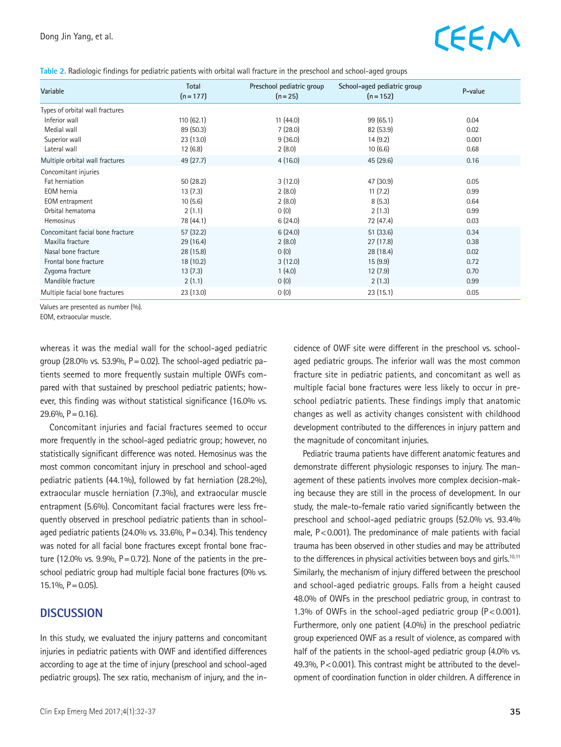Table 2. Radiologic findings for pediatric patients with orbital wall fracture in the preschool and school-aged groups

| Variable | Total (n = 177) | Preschool pediatric group (n = 25) | School-aged pediatric group (n = 152) | P-value |
|---|---|---|---|---|
| Types of orbital wall fractures | | | | |
| Inferior wall | 110 (62.1) | 11 (44.0) | 99 (65.1) | 0.04 |
| Medial wall | 89 (50.3) | 7 (28.0) | 82 (53.9) | 0.02 |
| Superior wall | 23 (13.0) | 9 (36.0) | 14 (9.2) | 0.001 |
| Lateral wall | 12 (6.8) | 2 (8.0) | 10 (6.6) | 0.68 |
| Multiple orbital wall fractures | 49 (27.7) | 4 (16.0) | 45 (29.6) | 0.16 |
| Concomitant injuries | | | | |
| Fat herniation | 50 (28.2) | 3 (12.0) | 47 (30.9) | 0.05 |
| EOM hernia | 13 (7.3) | 2 (8.0) | 11 (7.2) | 0.99 |
| EOM entrapment | 10 (5.6) | 2 (8.0) | 8 (5.3) | 0.64 |
| Orbital hematoma | 2 (1.1) | 0 (0) | 2 (1.3) | 0.99 |
| Hemosinus | 78 (44.1) | 6 (24.0) | 72 (47.4) | 0.03 |
| Concomitant facial bone fracture | 57 (32.2) | 6 (24.0) | 51 (33.6) | 0.34 |
| Maxilla fracture | 29 (16.4) | 2 (8.0) | 27 (17.8) | 0.38 |
| Nasal bone fracture | 28 (15.8) | 0 (0) | 28 (18.4) | 0.02 |
| Frontal bone fracture | 18 (10.2) | 3 (12.0) | 15 (9.9) | 0.72 |
| Zygoma fracture | 13 (7.3) | 1 (4.0) | 12 (7.9) | 0.70 |
| Mandible fracture | 2 (1.1) | 0 (0) | 2 (1.3) | 0.99 |
| Multiple facial bone fractures | 23 (13.0) | 0 (0) | 23 (15.1) | 0.05 |

Values are presented as number (%).
EOM, extraocular muscle.

whereas it was the medial wall for the school-aged pediatric group (28.0% vs. 53.9%, P = 0.02). The school-aged pediatric patients seemed to more frequently sustain multiple OWFs compared with that sustained by preschool pediatric patients; however, this finding was without statistical significance (16.0% vs. 29.6%, P = 0.16).

Concomitant injuries and facial fractures seemed to occur more frequently in the school-aged pediatric group; however, no statistically significant difference was noted. Hemosinus was the most common concomitant injury in preschool and school-aged pediatric patients (44.1%), followed by fat herniation (28.2%), extraocular muscle herniation (7.3%), and extraocular muscle entrapment (5.6%). Concomitant facial fractures were less frequently observed in preschool pediatric patients than in school-aged pediatric patients (24.0% vs. 33.6%, P = 0.34). This tendency was noted for all facial bone fractures except frontal bone fracture (12.0% vs. 9.9%, P = 0.72). None of the patients in the preschool pediatric group had multiple facial bone fractures (0% vs. 15.1%, P = 0.05).

## DISCUSSION

In this study, we evaluated the injury patterns and concomitant injuries in pediatric patients with OWF and identified differences according to age at the time of injury (preschool and school-aged pediatric groups). The sex ratio, mechanism of injury, and the incidence of OWF site were different in the preschool vs. school-aged pediatric groups. The inferior wall was the most common fracture site in pediatric patients, and concomitant as well as multiple facial bone fractures were less likely to occur in preschool pediatric patients. These findings imply that anatomic changes as well as activity changes consistent with childhood development contributed to the differences in injury pattern and the magnitude of concomitant injuries.

Pediatric trauma patients have different anatomic features and demonstrate different physiologic responses to injury. The management of these patients involves more complex decision-making because they are still in the process of development. In our study, the male-to-female ratio varied significantly between the preschool and school-aged pediatric groups (52.0% vs. 93.4% male, P < 0.001). The predominance of male patients with facial trauma has been observed in other studies and may be attributed to the differences in physical activities between boys and girls.[10,11] Similarly, the mechanism of injury differed between the preschool and school-aged pediatric groups. Falls from a height caused 48.0% of OWFs in the preschool pediatric group, in contrast to 1.3% of OWFs in the school-aged pediatric group (P < 0.001). Furthermore, only one patient (4.0%) in the preschool pediatric group experienced OWF as a result of violence, as compared with half of the patients in the school-aged pediatric group (4.0% vs. 49.3%, P < 0.001). This contrast might be attributed to the development of coordination function in older children. A difference in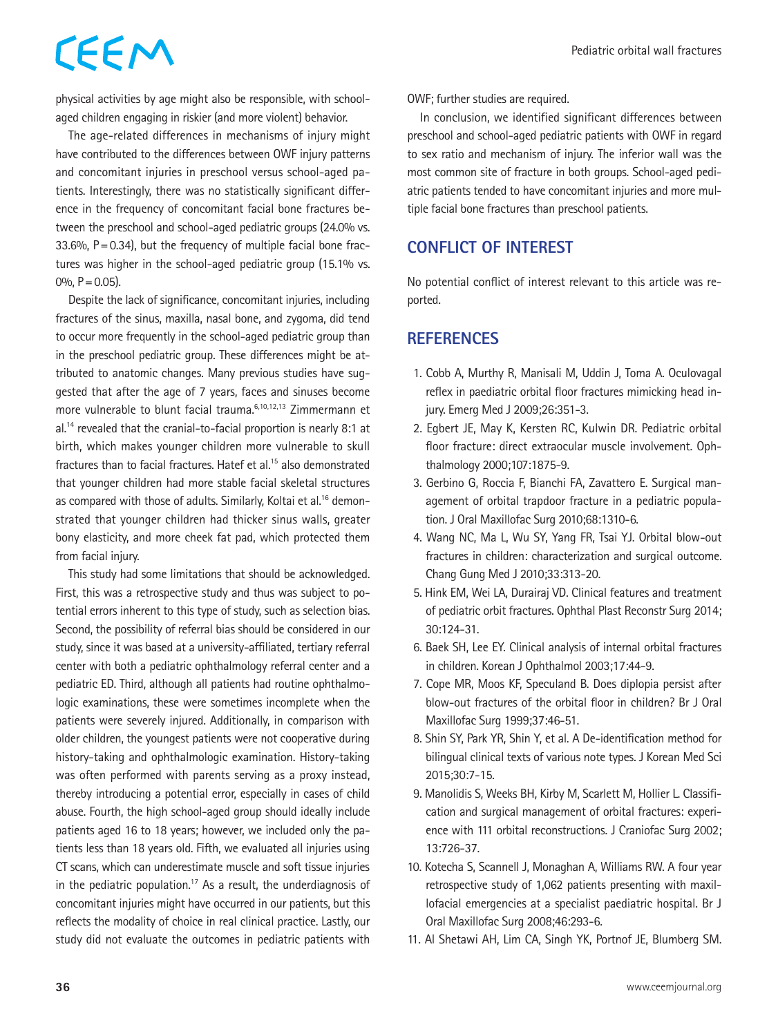physical activities by age might also be responsible, with school-aged children engaging in riskier (and more violent) behavior.

The age-related differences in mechanisms of injury might have contributed to the differences between OWF injury patterns and concomitant injuries in preschool versus school-aged patients. Interestingly, there was no statistically significant difference in the frequency of concomitant facial bone fractures between the preschool and school-aged pediatric groups (24.0% vs. 33.6%, P = 0.34), but the frequency of multiple facial bone fractures was higher in the school-aged pediatric group (15.1% vs. 0%, P = 0.05).

Despite the lack of significance, concomitant injuries, including fractures of the sinus, maxilla, nasal bone, and zygoma, did tend to occur more frequently in the school-aged pediatric group than in the preschool pediatric group. These differences might be attributed to anatomic changes. Many previous studies have suggested that after the age of 7 years, faces and sinuses become more vulnerable to blunt facial trauma.[6,10,12,13] Zimmermann et al.[14] revealed that the cranial-to-facial proportion is nearly 8:1 at birth, which makes younger children more vulnerable to skull fractures than to facial fractures. Hatef et al.[15] also demonstrated that younger children had more stable facial skeletal structures as compared with those of adults. Similarly, Koltai et al.[16] demonstrated that younger children had thicker sinus walls, greater bony elasticity, and more cheek fat pad, which protected them from facial injury.

This study had some limitations that should be acknowledged. First, this was a retrospective study and thus was subject to potential errors inherent to this type of study, such as selection bias. Second, the possibility of referral bias should be considered in our study, since it was based at a university-affiliated, tertiary referral center with both a pediatric ophthalmology referral center and a pediatric ED. Third, although all patients had routine ophthalmologic examinations, these were sometimes incomplete when the patients were severely injured. Additionally, in comparison with older children, the youngest patients were not cooperative during history-taking and ophthalmologic examination. History-taking was often performed with parents serving as a proxy instead, thereby introducing a potential error, especially in cases of child abuse. Fourth, the high school-aged group should ideally include patients aged 16 to 18 years; however, we included only the patients less than 18 years old. Fifth, we evaluated all injuries using CT scans, which can underestimate muscle and soft tissue injuries in the pediatric population.[17] As a result, the underdiagnosis of concomitant injuries might have occurred in our patients, but this reflects the modality of choice in real clinical practice. Lastly, our study did not evaluate the outcomes in pediatric patients with OWF; further studies are required.

In conclusion, we identified significant differences between preschool and school-aged pediatric patients with OWF in regard to sex ratio and mechanism of injury. The inferior wall was the most common site of fracture in both groups. School-aged pediatric patients tended to have concomitant injuries and more multiple facial bone fractures than preschool patients.

## CONFLICT OF INTEREST

No potential conflict of interest relevant to this article was reported.

## REFERENCES

1. Cobb A, Murthy R, Manisali M, Uddin J, Toma A. Oculovagal reflex in paediatric orbital floor fractures mimicking head injury. Emerg Med J 2009;26:351-3.
2. Egbert JE, May K, Kersten RC, Kulwin DR. Pediatric orbital floor fracture: direct extraocular muscle involvement. Ophthalmology 2000;107:1875-9.
3. Gerbino G, Roccia F, Bianchi FA, Zavattero E. Surgical management of orbital trapdoor fracture in a pediatric population. J Oral Maxillofac Surg 2010;68:1310-6.
4. Wang NC, Ma L, Wu SY, Yang FR, Tsai YJ. Orbital blow-out fractures in children: characterization and surgical outcome. Chang Gung Med J 2010;33:313-20.
5. Hink EM, Wei LA, Durairaj VD. Clinical features and treatment of pediatric orbit fractures. Ophthal Plast Reconstr Surg 2014;30:124-31.
6. Baek SH, Lee EY. Clinical analysis of internal orbital fractures in children. Korean J Ophthalmol 2003;17:44-9.
7. Cope MR, Moos KF, Speculand B. Does diplopia persist after blow-out fractures of the orbital floor in children? Br J Oral Maxillofac Surg 1999;37:46-51.
8. Shin SY, Park YR, Shin Y, et al. A De-identification method for bilingual clinical texts of various note types. J Korean Med Sci 2015;30:7-15.
9. Manolidis S, Weeks BH, Kirby M, Scarlett M, Hollier L. Classification and surgical management of orbital fractures: experience with 111 orbital reconstructions. J Craniofac Surg 2002;13:726-37.
10. Kotecha S, Scannell J, Monaghan A, Williams RW. A four year retrospective study of 1,062 patients presenting with maxillofacial emergencies at a specialist paediatric hospital. Br J Oral Maxillofac Surg 2008;46:293-6.
11. Al Shetawi AH, Lim CA, Singh YK, Portnof JE, Blumberg SM.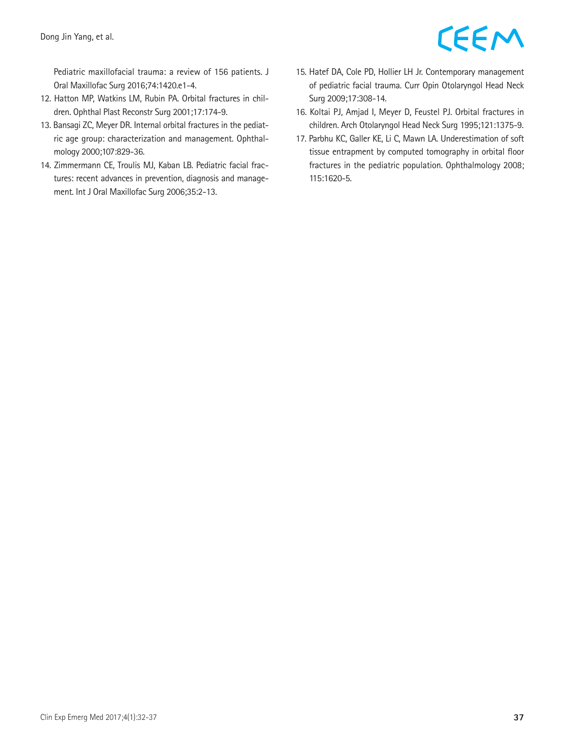Pediatric maxillofacial trauma: a review of 156 patients. J Oral Maxillofac Surg 2016;74:1420.e1-4.

12. Hatton MP, Watkins LM, Rubin PA. Orbital fractures in children. Ophthal Plast Reconstr Surg 2001;17:174-9.
13. Bansagi ZC, Meyer DR. Internal orbital fractures in the pediatric age group: characterization and management. Ophthalmology 2000;107:829-36.
14. Zimmermann CE, Troulis MJ, Kaban LB. Pediatric facial fractures: recent advances in prevention, diagnosis and management. Int J Oral Maxillofac Surg 2006;35:2-13.
15. Hatef DA, Cole PD, Hollier LH Jr. Contemporary management of pediatric facial trauma. Curr Opin Otolaryngol Head Neck Surg 2009;17:308-14.
16. Koltai PJ, Amjad I, Meyer D, Feustel PJ. Orbital fractures in children. Arch Otolaryngol Head Neck Surg 1995;121:1375-9.
17. Parbhu KC, Galler KE, Li C, Mawn LA. Underestimation of soft tissue entrapment by computed tomography in orbital floor fractures in the pediatric population. Ophthalmology 2008;115:1620-5.